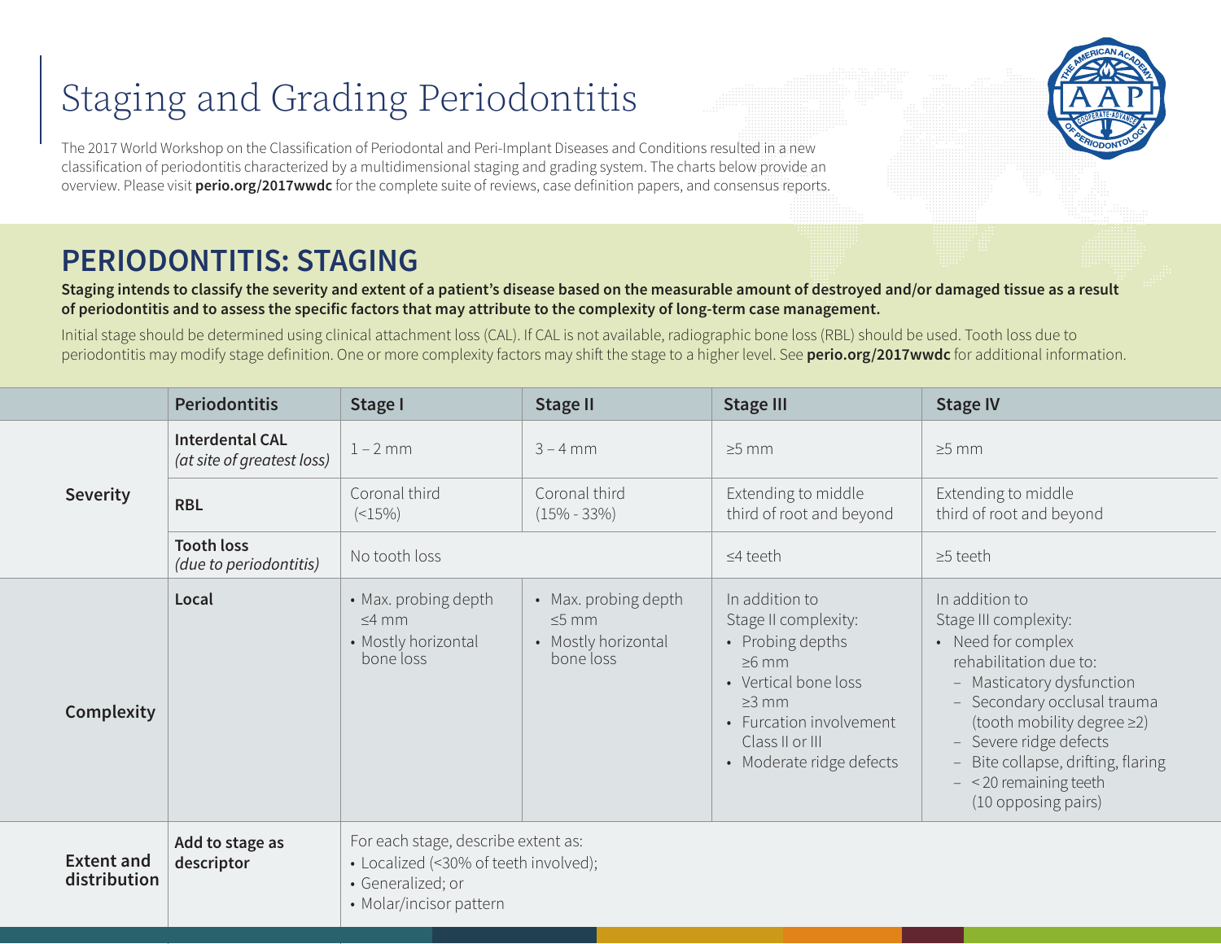# Staging and Grading Periodontitis

The 2017 World Workshop on the Classification of Periodontal and Peri-Implant Diseases and Conditions resulted in a new classification of periodontitis characterized by a multidimensional staging and grading system. The charts below provide an overview. Please visit **perio.org/2017wwdc** for the complete suite of reviews, case definition papers, and consensus reports.

## PERIODONTITIS: STAGING

**Staging intends to classify the severity and extent of a patient's disease based on the measurable amount of destroyed and/or damaged tissue as a result of periodontitis and to assess the specific factors that may attribute to the complexity of long-term case management.**

Initial stage should be determined using clinical attachment loss (CAL). If CAL is not available, radiographic bone loss (RBL) should be used. Tooth loss due to periodontitis may modify stage definition. One or more complexity factors may shift the stage to a higher level. See **perio.org/2017wwdc** for additional information.

| | Periodontitis | Stage I | Stage II | Stage III | Stage IV |
|---|---|---|---|---|---|
| **Severity** | **Interdental CAL** *(at site of greatest loss)* | 1 – 2 mm | 3 – 4 mm | ≥5 mm | ≥5 mm |
| | **RBL** | Coronal third (<15%) | Coronal third (15% - 33%) | Extending to middle third of root and beyond | Extending to middle third of root and beyond |
| | **Tooth loss** *(due to periodontitis)* | No tooth loss | | ≤4 teeth | ≥5 teeth |
| **Complexity** | **Local** | • Max. probing depth ≤4 mm<br>• Mostly horizontal bone loss | • Max. probing depth ≤5 mm<br>• Mostly horizontal bone loss | In addition to Stage II complexity:<br>• Probing depths ≥6 mm<br>• Vertical bone loss ≥3 mm<br>• Furcation involvement Class II or III<br>• Moderate ridge defects | In addition to Stage III complexity:<br>• Need for complex rehabilitation due to:<br>– Masticatory dysfunction<br>– Secondary occlusal trauma (tooth mobility degree ≥2)<br>– Severe ridge defects<br>– Bite collapse, drifting, flaring<br>– < 20 remaining teeth (10 opposing pairs) |
| **Extent and distribution** | **Add to stage as descriptor** | For each stage, describe extent as:<br>• Localized (<30% of teeth involved);<br>• Generalized; or<br>• Molar/incisor pattern | | | |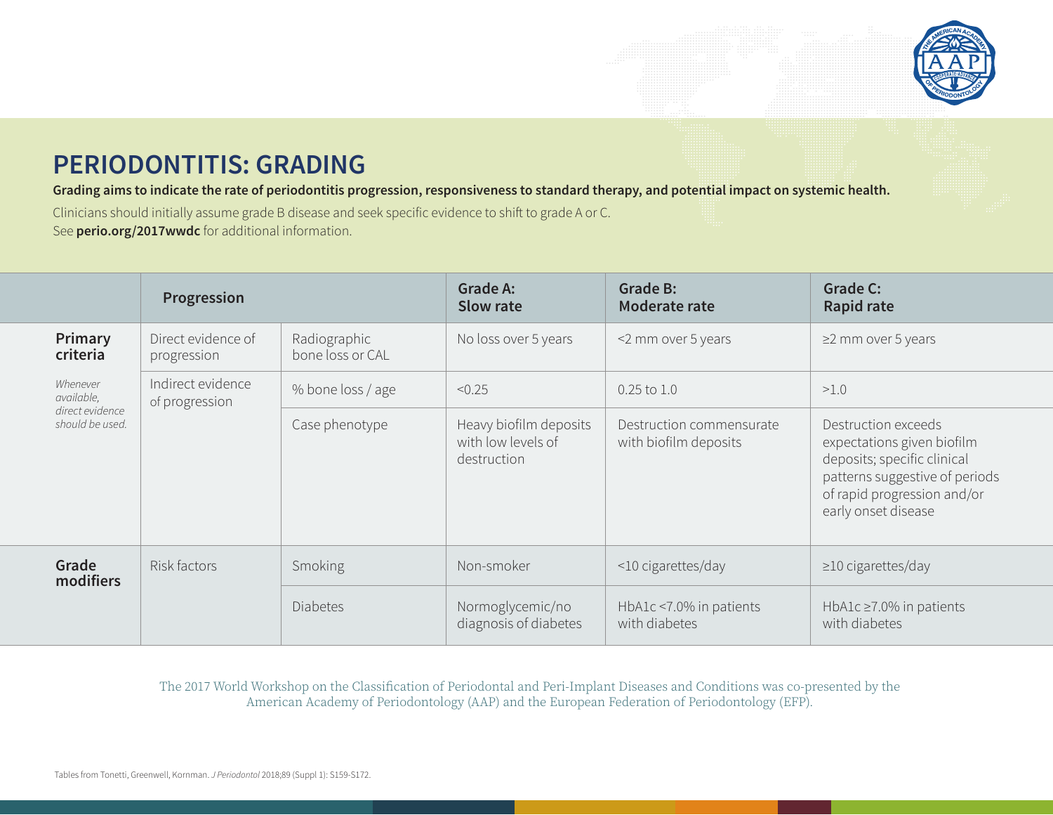# PERIODONTITIS: GRADING

**Grading aims to indicate the rate of periodontitis progression, responsiveness to standard therapy, and potential impact on systemic health.**

Clinicians should initially assume grade B disease and seek specific evidence to shift to grade A or C.
See **perio.org/2017wwdc** for additional information.

| | Progression | | Grade A: Slow rate | Grade B: Moderate rate | Grade C: Rapid rate |
|---|---|---|---|---|---|
| **Primary criteria** *Whenever available, direct evidence should be used.* | Direct evidence of progression | Radiographic bone loss or CAL | No loss over 5 years | <2 mm over 5 years | ≥2 mm over 5 years |
| | Indirect evidence of progression | % bone loss / age | <0.25 | 0.25 to 1.0 | >1.0 |
| | | Case phenotype | Heavy biofilm deposits with low levels of destruction | Destruction commensurate with biofilm deposits | Destruction exceeds expectations given biofilm deposits; specific clinical patterns suggestive of periods of rapid progression and/or early onset disease |
| **Grade modifiers** | Risk factors | Smoking | Non-smoker | <10 cigarettes/day | ≥10 cigarettes/day |
| | | Diabetes | Normoglycemic/no diagnosis of diabetes | HbA1c <7.0% in patients with diabetes | HbA1c ≥7.0% in patients with diabetes |

The 2017 World Workshop on the Classification of Periodontal and Peri-Implant Diseases and Conditions was co-presented by the American Academy of Periodontology (AAP) and the European Federation of Periodontology (EFP).

Tables from Tonetti, Greenwell, Kornman. *J Periodontol* 2018;89 (Suppl 1): S159-S172.